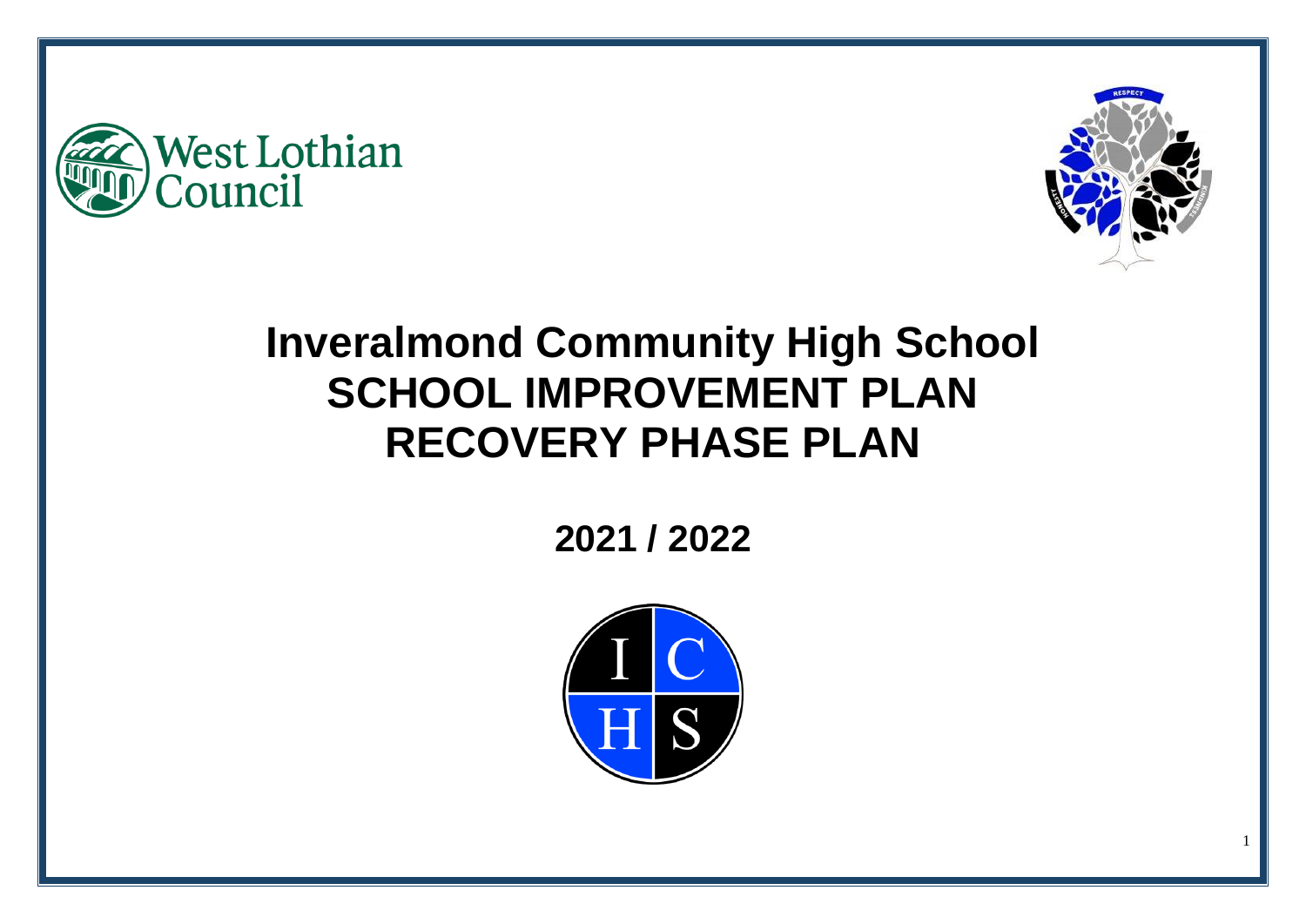West Lothian Council

# Inveralmond Community High School
# SCHOOL IMPROVEMENT PLAN
# RECOVERY PHASE PLAN

## 2021 / 2022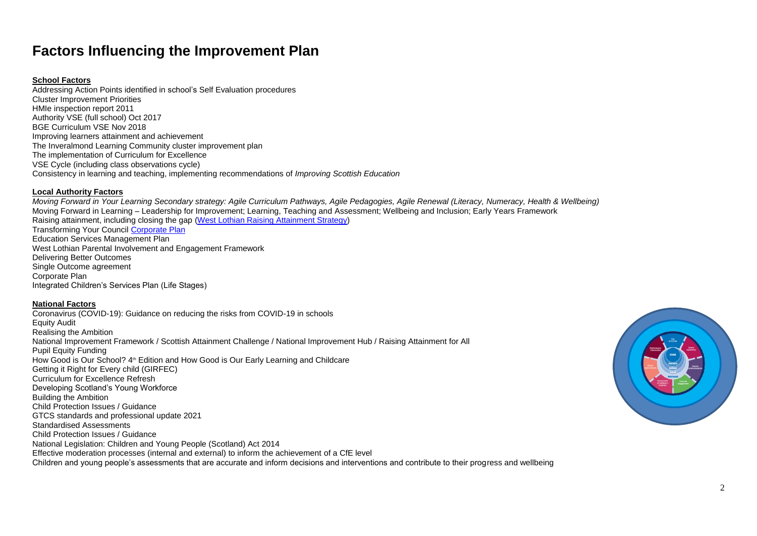# Factors Influencing the Improvement Plan

**School Factors**

Addressing Action Points identified in school's Self Evaluation procedures
Cluster Improvement Priorities
HMIe inspection report 2011
Authority VSE (full school) Oct 2017
BGE Curriculum VSE Nov 2018
Improving learners attainment and achievement
The Inveralmond Learning Community cluster improvement plan
The implementation of Curriculum for Excellence
VSE Cycle (including class observations cycle)
Consistency in learning and teaching, implementing recommendations of *Improving Scottish Education*

**Local Authority Factors**

*Moving Forward in Your Learning Secondary strategy: Agile Curriculum Pathways, Agile Pedagogies, Agile Renewal (Literacy, Numeracy, Health & Wellbeing)*
Moving Forward in Learning – Leadership for Improvement; Learning, Teaching and Assessment; Wellbeing and Inclusion; Early Years Framework
Raising attainment, including closing the gap (West Lothian Raising Attainment Strategy)
Transforming Your Council Corporate Plan
Education Services Management Plan
West Lothian Parental Involvement and Engagement Framework
Delivering Better Outcomes
Single Outcome agreement
Corporate Plan
Integrated Children's Services Plan (Life Stages)

**National Factors**

Coronavirus (COVID-19): Guidance on reducing the risks from COVID-19 in schools
Equity Audit
Realising the Ambition
National Improvement Framework / Scottish Attainment Challenge / National Improvement Hub / Raising Attainment for All
Pupil Equity Funding
How Good is Our School? 4th Edition and How Good is Our Early Learning and Childcare
Getting it Right for Every child (GIRFEC)
Curriculum for Excellence Refresh
Developing Scotland's Young Workforce
Building the Ambition
Child Protection Issues / Guidance
GTCS standards and professional update 2021
Standardised Assessments
Child Protection Issues / Guidance
National Legislation: Children and Young People (Scotland) Act 2014
Effective moderation processes (internal and external) to inform the achievement of a CfE level
Children and young people's assessments that are accurate and inform decisions and interventions and contribute to their progress and wellbeing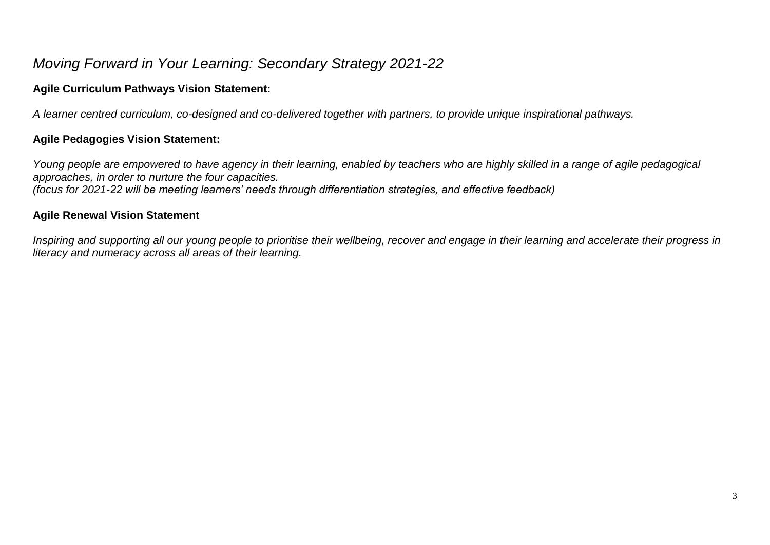# *Moving Forward in Your Learning: Secondary Strategy 2021-22*

**Agile Curriculum Pathways Vision Statement:**

*A learner centred curriculum, co-designed and co-delivered together with partners, to provide unique inspirational pathways.*

**Agile Pedagogies Vision Statement:**

*Young people are empowered to have agency in their learning, enabled by teachers who are highly skilled in a range of agile pedagogical approaches, in order to nurture the four capacities.*
*(focus for 2021-22 will be meeting learners' needs through differentiation strategies, and effective feedback)*

**Agile Renewal Vision Statement**

*Inspiring and supporting all our young people to prioritise their wellbeing, recover and engage in their learning and accelerate their progress in literacy and numeracy across all areas of their learning.*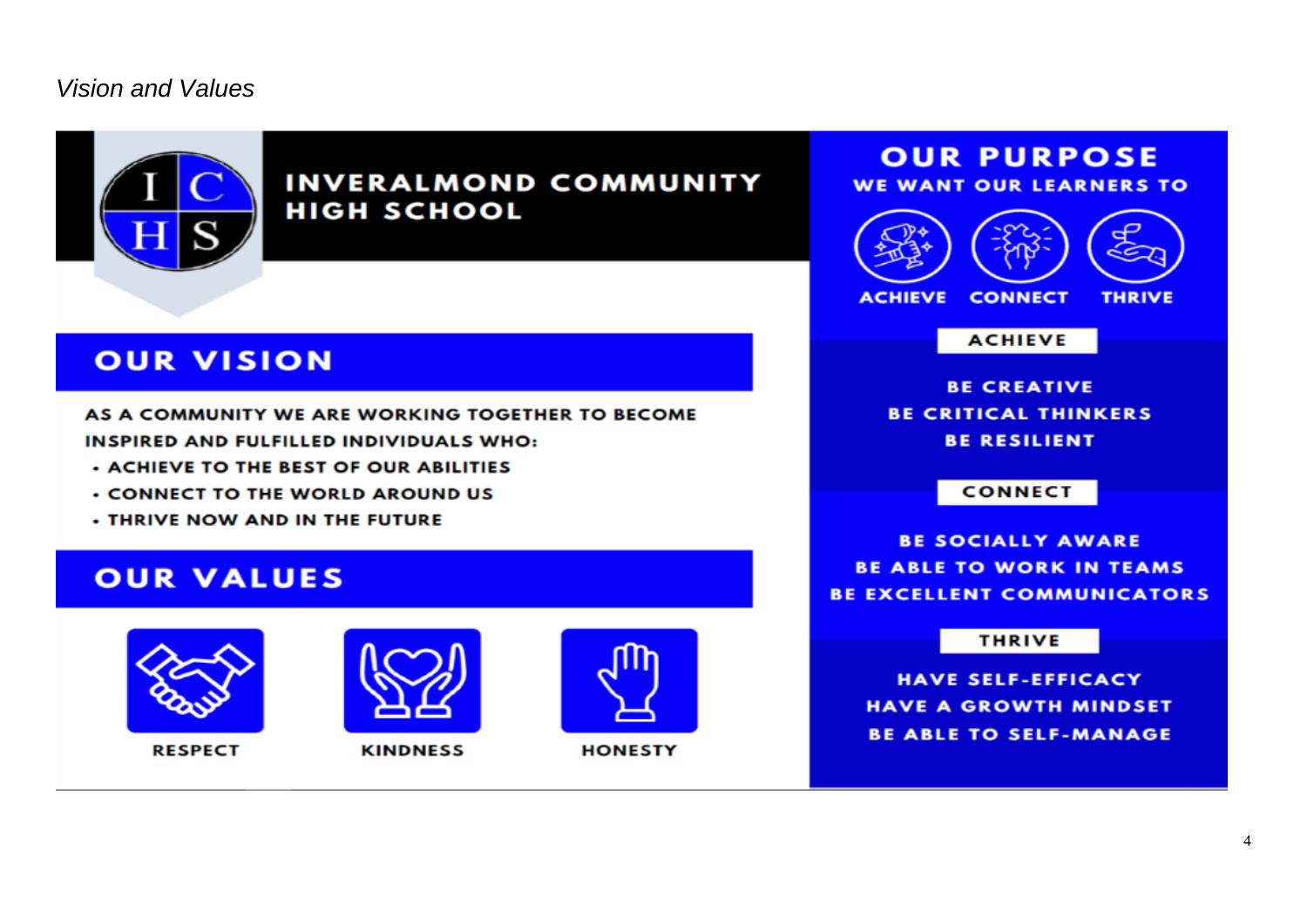*Vision and Values*

# INVERALMOND COMMUNITY HIGH SCHOOL

## OUR VISION

AS A COMMUNITY WE ARE WORKING TOGETHER TO BECOME INSPIRED AND FULFILLED INDIVIDUALS WHO:

- ACHIEVE TO THE BEST OF OUR ABILITIES
- CONNECT TO THE WORLD AROUND US
- THRIVE NOW AND IN THE FUTURE

## OUR VALUES

RESPECT

KINDNESS

HONESTY

## OUR PURPOSE

WE WANT OUR LEARNERS TO

ACHIEVE CONNECT THRIVE

### ACHIEVE

BE CREATIVE
BE CRITICAL THINKERS
BE RESILIENT

### CONNECT

BE SOCIALLY AWARE
BE ABLE TO WORK IN TEAMS
BE EXCELLENT COMMUNICATORS

### THRIVE

HAVE SELF-EFFICACY
HAVE A GROWTH MINDSET
BE ABLE TO SELF-MANAGE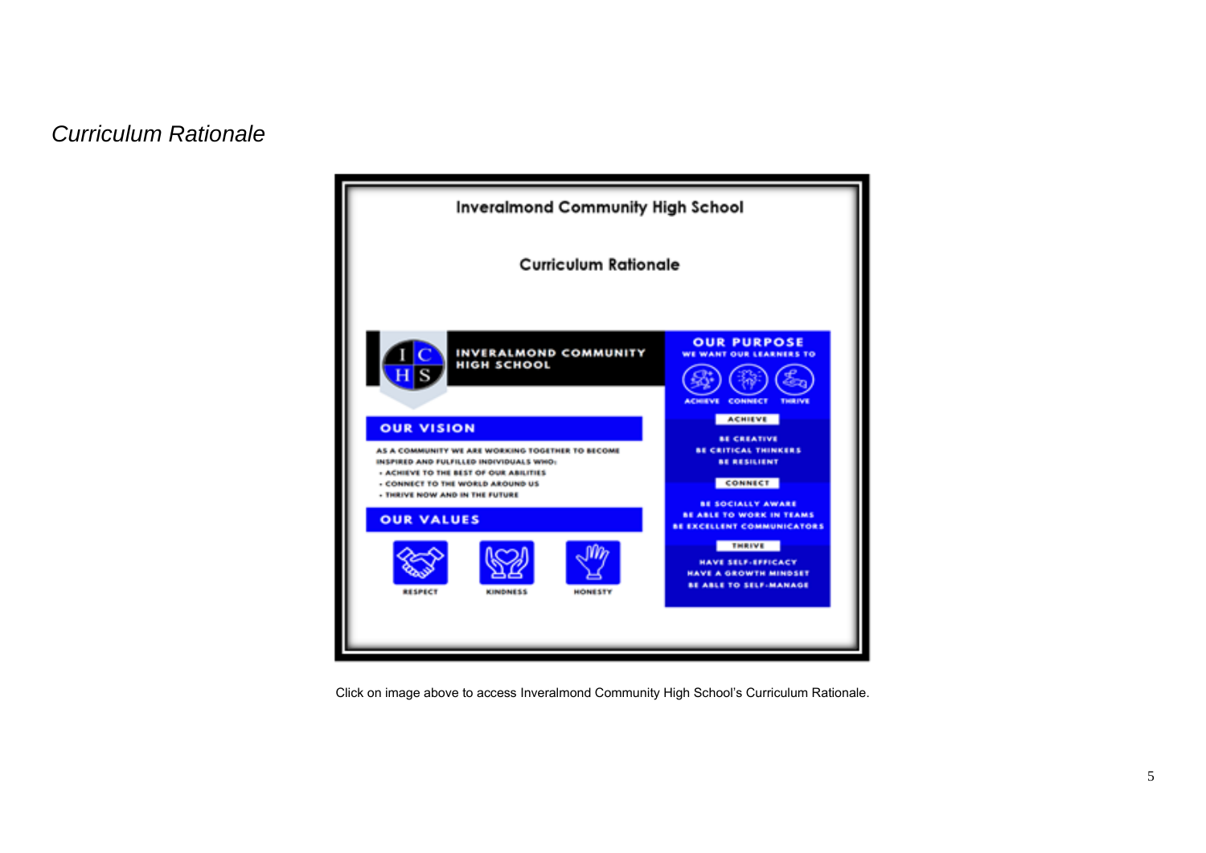*Curriculum Rationale*

Inveralmond Community High School

Curriculum Rationale

INVERALMOND COMMUNITY HIGH SCHOOL

OUR VISION

AS A COMMUNITY WE ARE WORKING TOGETHER TO BECOME INSPIRED AND FULFILLED INDIVIDUALS WHO:

- ACHIEVE TO THE BEST OF OUR ABILITIES
- CONNECT TO THE WORLD AROUND US
- THRIVE NOW AND IN THE FUTURE

OUR VALUES

RESPECT | KINDNESS | HONESTY

OUR PURPOSE

WE WANT OUR LEARNERS TO

ACHIEVE | CONNECT | THRIVE

ACHIEVE

BE CREATIVE
BE CRITICAL THINKERS
BE RESILIENT

CONNECT

BE SOCIALLY AWARE
BE ABLE TO WORK IN TEAMS
BE EXCELLENT COMMUNICATORS

THRIVE

HAVE SELF-EFFICACY
HAVE A GROWTH MINDSET
BE ABLE TO SELF-MANAGE

Click on image above to access Inveralmond Community High School's Curriculum Rationale.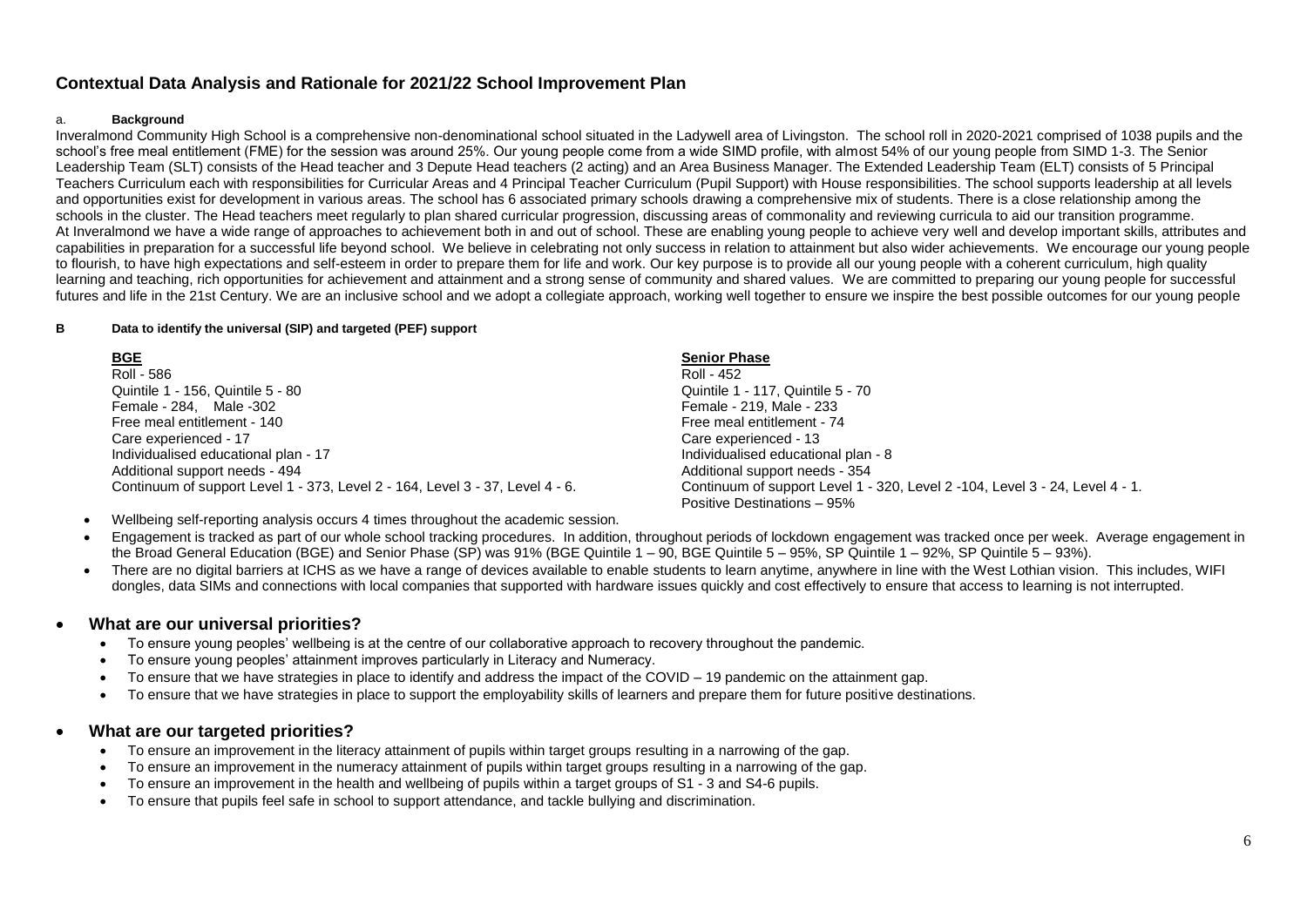## Contextual Data Analysis and Rationale for 2021/22 School Improvement Plan

### a. Background

Inveralmond Community High School is a comprehensive non-denominational school situated in the Ladywell area of Livingston. The school roll in 2020-2021 comprised of 1038 pupils and the school's free meal entitlement (FME) for the session was around 25%. Our young people come from a wide SIMD profile, with almost 54% of our young people from SIMD 1-3. The Senior Leadership Team (SLT) consists of the Head teacher and 3 Depute Head teachers (2 acting) and an Area Business Manager. The Extended Leadership Team (ELT) consists of 5 Principal Teachers Curriculum each with responsibilities for Curricular Areas and 4 Principal Teacher Curriculum (Pupil Support) with House responsibilities. The school supports leadership at all levels and opportunities exist for development in various areas. The school has 6 associated primary schools drawing a comprehensive mix of students. There is a close relationship among the schools in the cluster. The Head teachers meet regularly to plan shared curricular progression, discussing areas of commonality and reviewing curricula to aid our transition programme.

At Inveralmond we have a wide range of approaches to achievement both in and out of school. These are enabling young people to achieve very well and develop important skills, attributes and capabilities in preparation for a successful life beyond school. We believe in celebrating not only success in relation to attainment but also wider achievements. We encourage our young people to flourish, to have high expectations and self-esteem in order to prepare them for life and work. Our key purpose is to provide all our young people with a coherent curriculum, high quality learning and teaching, rich opportunities for achievement and attainment and a strong sense of community and shared values. We are committed to preparing our young people for successful futures and life in the 21st Century. We are an inclusive school and we adopt a collegiate approach, working well together to ensure we inspire the best possible outcomes for our young people

### B Data to identify the universal (SIP) and targeted (PEF) support

**BGE**

Roll - 586
Quintile 1 - 156, Quintile 5 - 80
Female - 284, Male -302
Free meal entitlement - 140
Care experienced - 17
Individualised educational plan - 17
Additional support needs - 494
Continuum of support Level 1 - 373, Level 2 - 164, Level 3 - 37, Level 4 - 6.

**Senior Phase**

Roll - 452
Quintile 1 - 117, Quintile 5 - 70
Female - 219, Male - 233
Free meal entitlement - 74
Care experienced - 13
Individualised educational plan - 8
Additional support needs - 354
Continuum of support Level 1 - 320, Level 2 -104, Level 3 - 24, Level 4 - 1.
Positive Destinations – 95%

- Wellbeing self-reporting analysis occurs 4 times throughout the academic session.
- Engagement is tracked as part of our whole school tracking procedures. In addition, throughout periods of lockdown engagement was tracked once per week. Average engagement in the Broad General Education (BGE) and Senior Phase (SP) was 91% (BGE Quintile 1 – 90, BGE Quintile 5 – 95%, SP Quintile 1 – 92%, SP Quintile 5 – 93%).
- There are no digital barriers at ICHS as we have a range of devices available to enable students to learn anytime, anywhere in line with the West Lothian vision. This includes, WIFI dongles, data SIMs and connections with local companies that supported with hardware issues quickly and cost effectively to ensure that access to learning is not interrupted.

- **What are our universal priorities?**
  - To ensure young peoples' wellbeing is at the centre of our collaborative approach to recovery throughout the pandemic.
  - To ensure young peoples' attainment improves particularly in Literacy and Numeracy.
  - To ensure that we have strategies in place to identify and address the impact of the COVID – 19 pandemic on the attainment gap.
  - To ensure that we have strategies in place to support the employability skills of learners and prepare them for future positive destinations.

- **What are our targeted priorities?**
  - To ensure an improvement in the literacy attainment of pupils within target groups resulting in a narrowing of the gap.
  - To ensure an improvement in the numeracy attainment of pupils within target groups resulting in a narrowing of the gap.
  - To ensure an improvement in the health and wellbeing of pupils within a target groups of S1 - 3 and S4-6 pupils.
  - To ensure that pupils feel safe in school to support attendance, and tackle bullying and discrimination.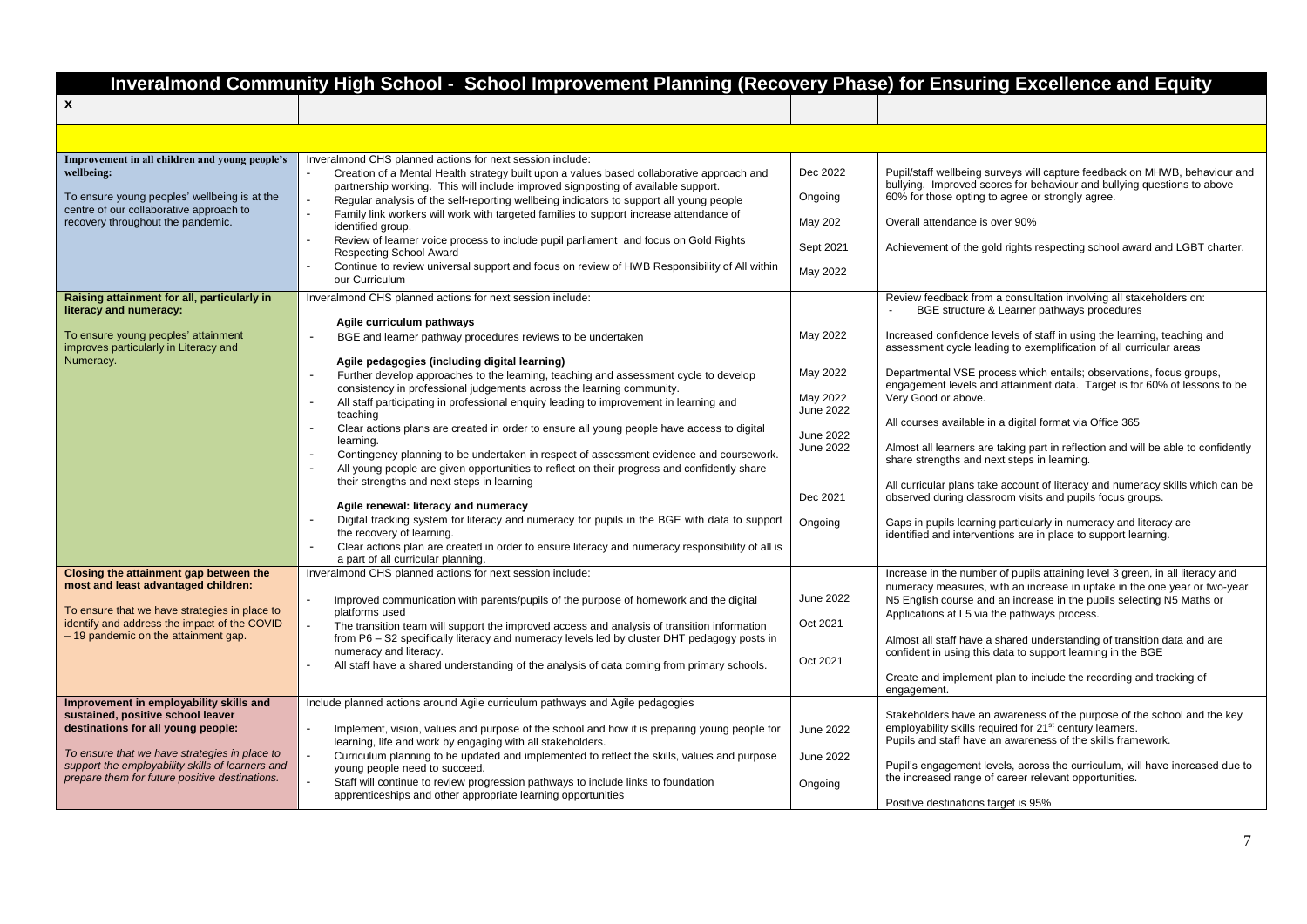# Inveralmond Community High School - School Improvement Planning (Recovery Phase) for Ensuring Excellence and Equity

| x | | | |
|---|---|---|---|
| | | | |
| **Improvement in all children and young people's wellbeing:**<br><br>To ensure young peoples' wellbeing is at the centre of our collaborative approach to recovery throughout the pandemic. | Inveralmond CHS planned actions for next session include:<br>- Creation of a Mental Health strategy built upon a values based collaborative approach and partnership working. This will include improved signposting of available support.<br>- Regular analysis of the self-reporting wellbeing indicators to support all young people<br>- Family link workers will work with targeted families to support increase attendance of identified group.<br>- Review of learner voice process to include pupil parliament and focus on Gold Rights Respecting School Award<br>- Continue to review universal support and focus on review of HWB Responsibility of All within our Curriculum | Dec 2022<br><br>Ongoing<br><br>May 202<br><br>Sept 2021<br><br>May 2022 | Pupil/staff wellbeing surveys will capture feedback on MHWB, behaviour and bullying. Improved scores for behaviour and bullying questions to above 60% for those opting to agree or strongly agree.<br><br>Overall attendance is over 90%<br><br>Achievement of the gold rights respecting school award and LGBT charter. |
| **Raising attainment for all, particularly in literacy and numeracy:**<br><br>To ensure young peoples' attainment improves particularly in Literacy and Numeracy. | Inveralmond CHS planned actions for next session include:<br><br>**Agile curriculum pathways**<br>- BGE and learner pathway procedures reviews to be undertaken<br><br>**Agile pedagogies (including digital learning)**<br>- Further develop approaches to the learning, teaching and assessment cycle to develop consistency in professional judgements across the learning community.<br>- All staff participating in professional enquiry leading to improvement in learning and teaching<br>- Clear actions plans are created in order to ensure all young people have access to digital learning.<br>- Contingency planning to be undertaken in respect of assessment evidence and coursework.<br>- All young people are given opportunities to reflect on their progress and confidently share their strengths and next steps in learning<br><br>**Agile renewal: literacy and numeracy**<br>- Digital tracking system for literacy and numeracy for pupils in the BGE with data to support the recovery of learning.<br>- Clear actions plan are created in order to ensure literacy and numeracy responsibility of all is a part of all curricular planning. | May 2022<br><br>May 2022<br><br>May 2022<br>June 2022<br><br>June 2022<br>June 2022<br><br>Dec 2021<br><br>Ongoing | Review feedback from a consultation involving all stakeholders on:<br>- BGE structure & Learner pathways procedures<br><br>Increased confidence levels of staff in using the learning, teaching and assessment cycle leading to exemplification of all curricular areas<br><br>Departmental VSE process which entails; observations, focus groups, engagement levels and attainment data. Target is for 60% of lessons to be Very Good or above.<br><br>All courses available in a digital format via Office 365<br><br>Almost all learners are taking part in reflection and will be able to confidently share strengths and next steps in learning.<br><br>All curricular plans take account of literacy and numeracy skills which can be observed during classroom visits and pupils focus groups.<br><br>Gaps in pupils learning particularly in numeracy and literacy are identified and interventions are in place to support learning. |
| **Closing the attainment gap between the most and least advantaged children:**<br><br>To ensure that we have strategies in place to identify and address the impact of the COVID – 19 pandemic on the attainment gap. | Inveralmond CHS planned actions for next session include:<br><br>- Improved communication with parents/pupils of the purpose of homework and the digital platforms used<br>- The transition team will support the improved access and analysis of transition information from P6 – S2 specifically literacy and numeracy levels led by cluster DHT pedagogy posts in numeracy and literacy.<br>- All staff have a shared understanding of the analysis of data coming from primary schools. | June 2022<br><br>Oct 2021<br><br>Oct 2021 | Increase in the number of pupils attaining level 3 green, in all literacy and numeracy measures, with an increase in uptake in the one year or two-year N5 English course and an increase in the pupils selecting N5 Maths or Applications at L5 via the pathways process.<br><br>Almost all staff have a shared understanding of transition data and are confident in using this data to support learning in the BGE<br><br>Create and implement plan to include the recording and tracking of engagement. |
| **Improvement in employability skills and sustained, positive school leaver destinations for all young people:**<br><br>*To ensure that we have strategies in place to support the employability skills of learners and prepare them for future positive destinations.* | Include planned actions around Agile curriculum pathways and Agile pedagogies<br><br>- Implement, vision, values and purpose of the school and how it is preparing young people for learning, life and work by engaging with all stakeholders.<br>- Curriculum planning to be updated and implemented to reflect the skills, values and purpose young people need to succeed.<br>- Staff will continue to review progression pathways to include links to foundation apprenticeships and other appropriate learning opportunities | June 2022<br><br>June 2022<br><br>Ongoing | Stakeholders have an awareness of the purpose of the school and the key employability skills required for 21st century learners.<br>Pupils and staff have an awareness of the skills framework.<br><br>Pupil's engagement levels, across the curriculum, will have increased due to the increased range of career relevant opportunities.<br><br>Positive destinations target is 95% |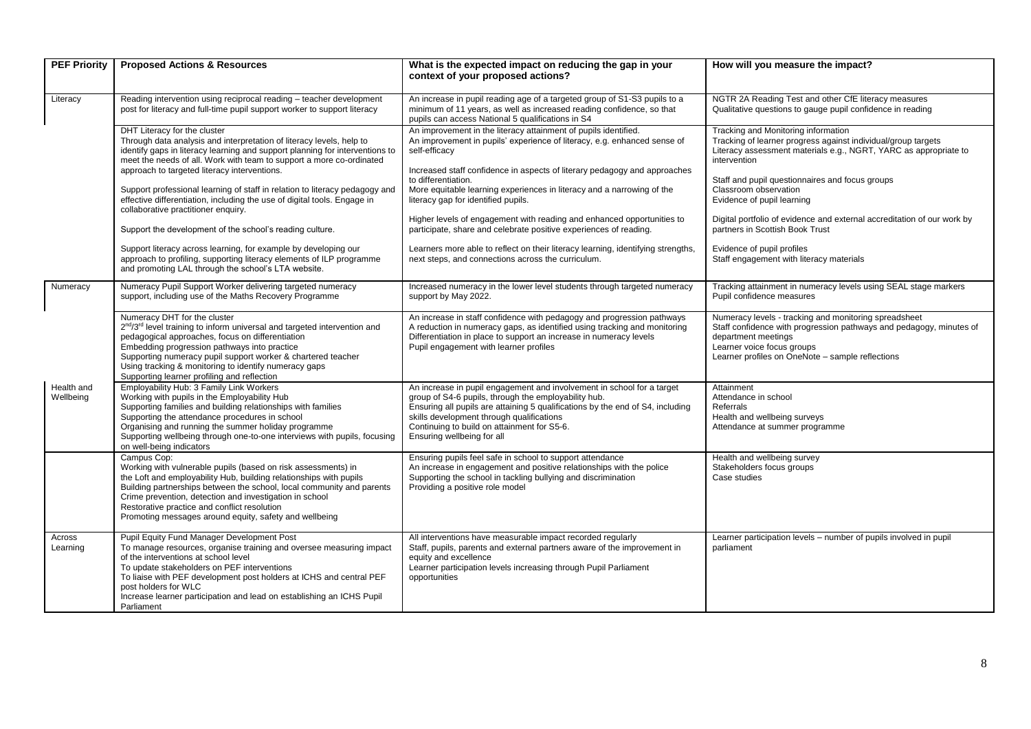| PEF Priority | Proposed Actions & Resources | What is the expected impact on reducing the gap in your context of your proposed actions? | How will you measure the impact? |
|---|---|---|---|
| Literacy | Reading intervention using reciprocal reading – teacher development post for literacy and full-time pupil support worker to support literacy | An increase in pupil reading age of a targeted group of S1-S3 pupils to a minimum of 11 years, as well as increased reading confidence, so that pupils can access National 5 qualifications in S4 | NGTR 2A Reading Test and other CfE literacy measures<br>Qualitative questions to gauge pupil confidence in reading |
| | DHT Literacy for the cluster<br>Through data analysis and interpretation of literacy levels, help to identify gaps in literacy learning and support planning for interventions to meet the needs of all. Work with team to support a more co-ordinated approach to targeted literacy interventions.<br><br>Support professional learning of staff in relation to literacy pedagogy and effective differentiation, including the use of digital tools. Engage in collaborative practitioner enquiry.<br><br>Support the development of the school's reading culture.<br><br>Support literacy across learning, for example by developing our approach to profiling, supporting literacy elements of ILP programme and promoting LAL through the school's LTA website. | An improvement in the literacy attainment of pupils identified.<br>An improvement in pupils' experience of literacy, e.g. enhanced sense of self-efficacy<br><br>Increased staff confidence in aspects of literary pedagogy and approaches to differentiation.<br>More equitable learning experiences in literacy and a narrowing of the literacy gap for identified pupils.<br><br>Higher levels of engagement with reading and enhanced opportunities to participate, share and celebrate positive experiences of reading.<br><br>Learners more able to reflect on their literacy learning, identifying strengths, next steps, and connections across the curriculum. | Tracking and Monitoring information<br>Tracking of learner progress against individual/group targets<br>Literacy assessment materials e.g., NGRT, YARC as appropriate to intervention<br><br>Staff and pupil questionnaires and focus groups<br>Classroom observation<br>Evidence of pupil learning<br><br>Digital portfolio of evidence and external accreditation of our work by partners in Scottish Book Trust<br><br>Evidence of pupil profiles<br>Staff engagement with literacy materials |
| Numeracy | Numeracy Pupil Support Worker delivering targeted numeracy support, including use of the Maths Recovery Programme | Increased numeracy in the lower level students through targeted numeracy support by May 2022. | Tracking attainment in numeracy levels using SEAL stage markers<br>Pupil confidence measures |
| | Numeracy DHT for the cluster<br>2nd/3rd level training to inform universal and targeted intervention and pedagogical approaches, focus on differentiation<br>Embedding progression pathways into practice<br>Supporting numeracy pupil support worker & chartered teacher<br>Using tracking & monitoring to identify numeracy gaps<br>Supporting learner profiling and reflection | An increase in staff confidence with pedagogy and progression pathways<br>A reduction in numeracy gaps, as identified using tracking and monitoring<br>Differentiation in place to support an increase in numeracy levels<br>Pupil engagement with learner profiles | Numeracy levels - tracking and monitoring spreadsheet<br>Staff confidence with progression pathways and pedagogy, minutes of department meetings<br>Learner voice focus groups<br>Learner profiles on OneNote – sample reflections |
| Health and Wellbeing | Employability Hub: 3 Family Link Workers<br>Working with pupils in the Employability Hub<br>Supporting families and building relationships with families<br>Supporting the attendance procedures in school<br>Organising and running the summer holiday programme<br>Supporting wellbeing through one-to-one interviews with pupils, focusing on well-being indicators | An increase in pupil engagement and involvement in school for a target group of S4-6 pupils, through the employability hub.<br>Ensuring all pupils are attaining 5 qualifications by the end of S4, including skills development through qualifications<br>Continuing to build on attainment for S5-6.<br>Ensuring wellbeing for all | Attainment<br>Attendance in school<br>Referrals<br>Health and wellbeing surveys<br>Attendance at summer programme |
| | Campus Cop:<br>Working with vulnerable pupils (based on risk assessments) in the Loft and employability Hub, building relationships with pupils<br>Building partnerships between the school, local community and parents<br>Crime prevention, detection and investigation in school<br>Restorative practice and conflict resolution<br>Promoting messages around equity, safety and wellbeing | Ensuring pupils feel safe in school to support attendance<br>An increase in engagement and positive relationships with the police<br>Supporting the school in tackling bullying and discrimination<br>Providing a positive role model | Health and wellbeing survey<br>Stakeholders focus groups<br>Case studies |
| Across Learning | Pupil Equity Fund Manager Development Post<br>To manage resources, organise training and oversee measuring impact of the interventions at school level<br>To update stakeholders on PEF interventions<br>To liaise with PEF development post holders at ICHS and central PEF post holders for WLC<br>Increase learner participation and lead on establishing an ICHS Pupil Parliament | All interventions have measurable impact recorded regularly<br>Staff, pupils, parents and external partners aware of the improvement in equity and excellence<br>Learner participation levels increasing through Pupil Parliament opportunities | Learner participation levels – number of pupils involved in pupil parliament |